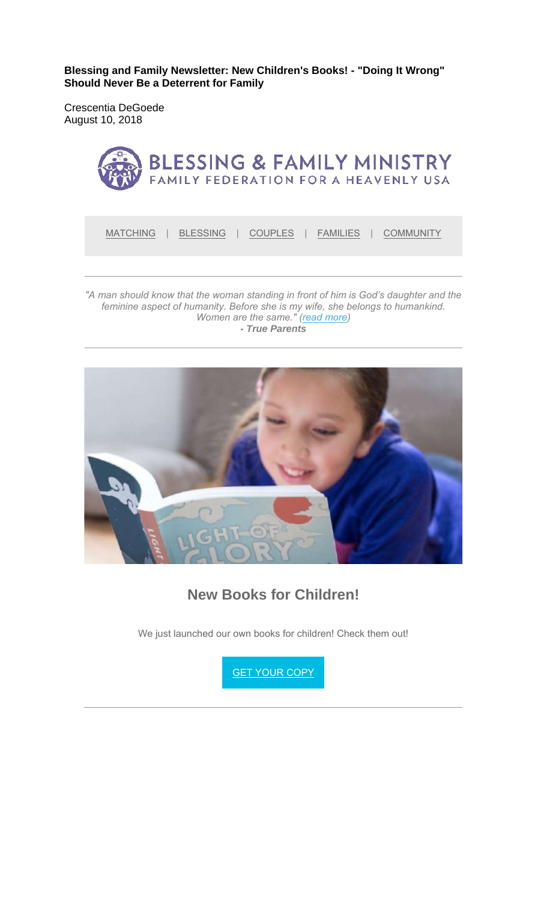**Blessing and Family Newsletter: New Children's Books! - "Doing It Wrong" Should Never Be a Deterrent for Family**

Crescentia DeGoede
August 10, 2018

BLESSING & FAMILY MINISTRY
FAMILY FEDERATION FOR A HEAVENLY USA

MATCHING | BLESSING | COUPLES | FAMILIES | COMMUNITY

---

*"A man should know that the woman standing in front of him is God's daughter and the feminine aspect of humanity. Before she is my wife, she belongs to humankind. Women are the same." (read more)*
***- True Parents***

---

## New Books for Children!

We just launched our own books for children! Check them out!

GET YOUR COPY

---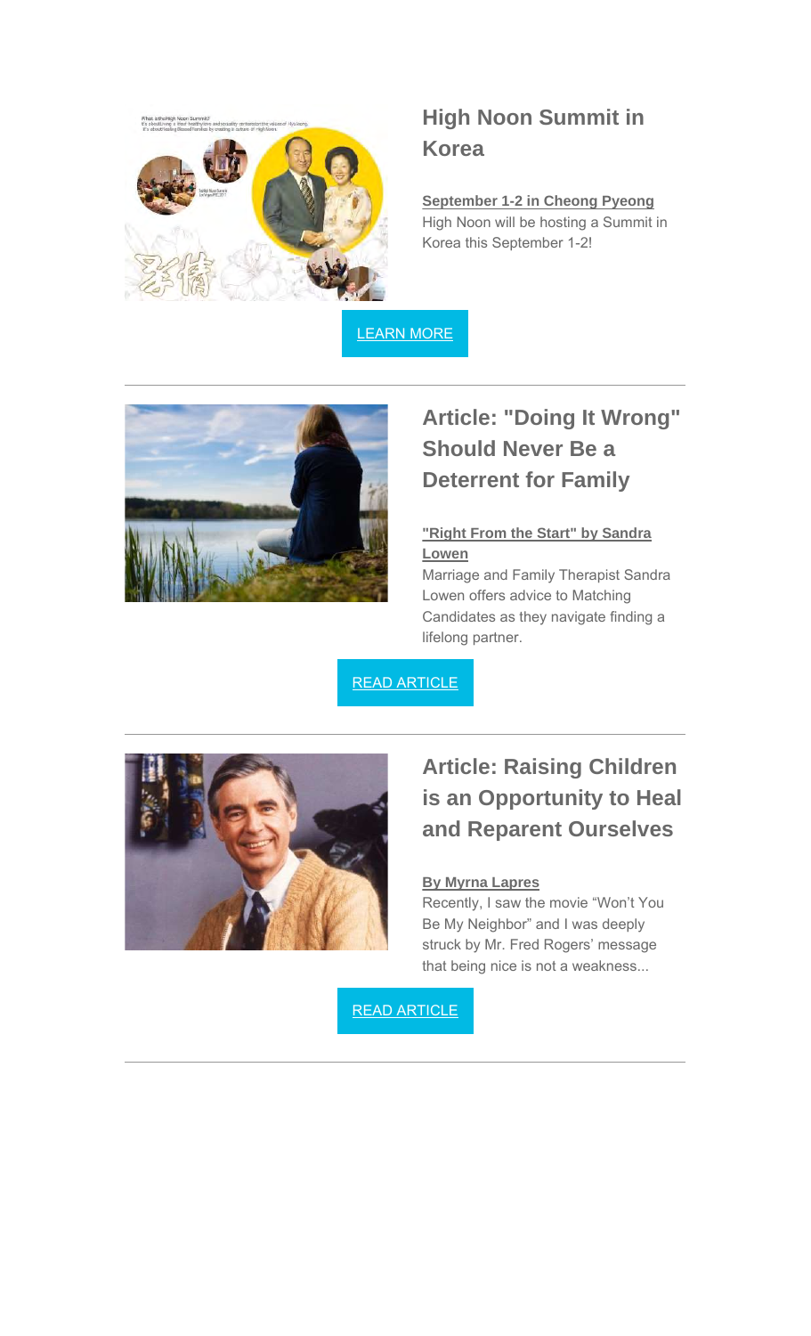## High Noon Summit in Korea

**September 1-2 in Cheong Pyeong**

High Noon will be hosting a Summit in Korea this September 1-2!

LEARN MORE

---

## Article: "Doing It Wrong" Should Never Be a Deterrent for Family

**"Right From the Start" by Sandra Lowen**

Marriage and Family Therapist Sandra Lowen offers advice to Matching Candidates as they navigate finding a lifelong partner.

READ ARTICLE

---

## Article: Raising Children is an Opportunity to Heal and Reparent Ourselves

**By Myrna Lapres**

Recently, I saw the movie “Won’t You Be My Neighbor” and I was deeply struck by Mr. Fred Rogers’ message that being nice is not a weakness...

READ ARTICLE

---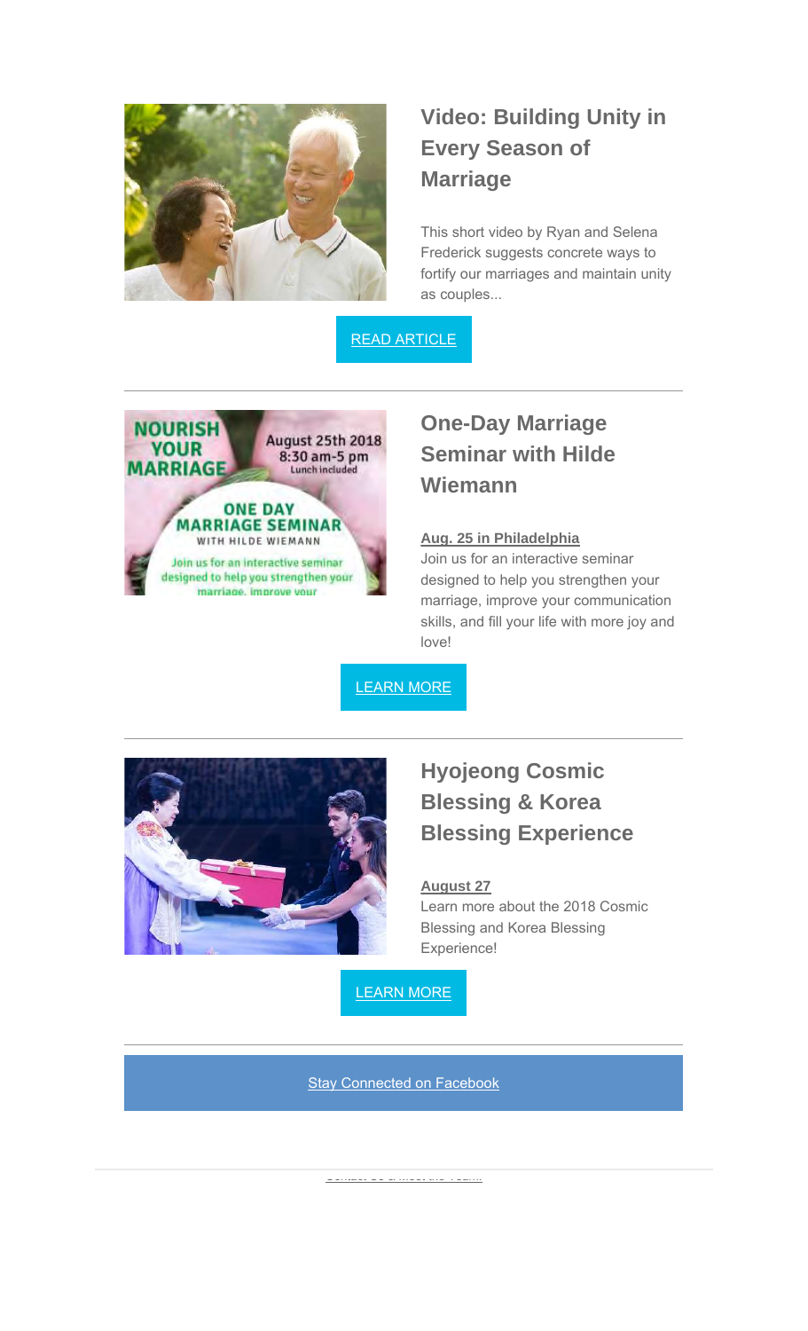## Video: Building Unity in Every Season of Marriage

This short video by Ryan and Selena Frederick suggests concrete ways to fortify our marriages and maintain unity as couples...

READ ARTICLE

---

## One-Day Marriage Seminar with Hilde Wiemann

**Aug. 25 in Philadelphia**

Join us for an interactive seminar designed to help you strengthen your marriage, improve your communication skills, and fill your life with more joy and love!

LEARN MORE

---

## Hyojeong Cosmic Blessing & Korea Blessing Experience

**August 27**

Learn more about the 2018 Cosmic Blessing and Korea Blessing Experience!

LEARN MORE

---

Stay Connected on Facebook